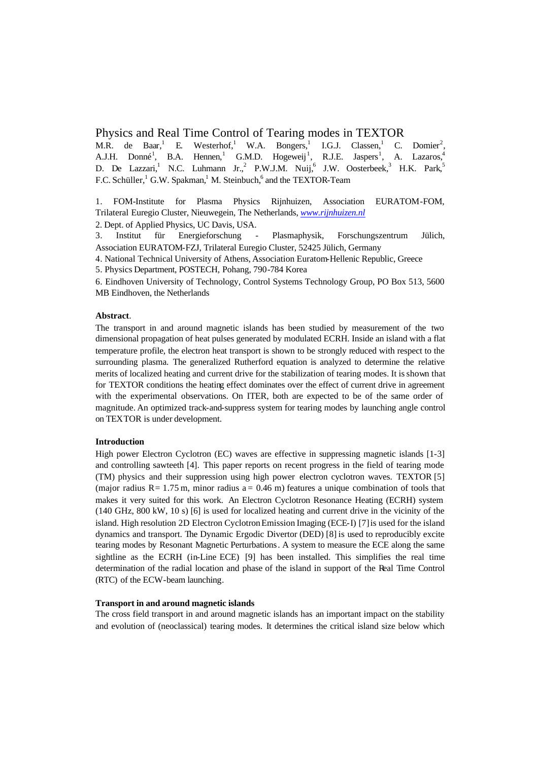# Physics and Real Time Control of Tearing modes in TEXTOR

M.R. de Baar,[1] E. Westerhof,[1] W.A. Bongers,[1] I.G.J. Classen,[1] C. Domier[2], A.J.H. Donné[1], B.A. Hennen,[1] G.M.D. Hogeweij[1], R.J.E. Jaspers[1], A. Lazaros,[4] D. De Lazzari,[1] N.C. Luhmann Jr.,[2] P.W.J.M. Nuij,[6] J.W. Oosterbeek,[3] H.K. Park,[5] F.C. Schüller,[1] G.W. Spakman,[1] M. Steinbuch,[6] and the TEXTOR-Team

1. FOM-Institute for Plasma Physics Rijnhuizen, Association EURATOM-FOM, Trilateral Euregio Cluster, Nieuwegein, The Netherlands, *www.rijnhuizen.nl*
2. Dept. of Applied Physics, UC Davis, USA.
3. Institut für Energieforschung - Plasmaphysik, Forschungszentrum Jülich, Association EURATOM-FZJ, Trilateral Euregio Cluster, 52425 Jülich, Germany
4. National Technical University of Athens, Association Euratom-Hellenic Republic, Greece
5. Physics Department, POSTECH, Pohang, 790-784 Korea
6. Eindhoven University of Technology, Control Systems Technology Group, PO Box 513, 5600 MB Eindhoven, the Netherlands

**Abstract**.

The transport in and around magnetic islands has been studied by measurement of the two dimensional propagation of heat pulses generated by modulated ECRH. Inside an island with a flat temperature profile, the electron heat transport is shown to be strongly reduced with respect to the surrounding plasma. The generalized Rutherford equation is analyzed to determine the relative merits of localized heating and current drive for the stabilization of tearing modes. It is shown that for TEXTOR conditions the heating effect dominates over the effect of current drive in agreement with the experimental observations. On ITER, both are expected to be of the same order of magnitude. An optimized track-and-suppress system for tearing modes by launching angle control on TEXTOR is under development.

**Introduction**

High power Electron Cyclotron (EC) waves are effective in suppressing magnetic islands [1-3] and controlling sawteeth [4]. This paper reports on recent progress in the field of tearing mode (TM) physics and their suppression using high power electron cyclotron waves. TEXTOR [5] (major radius R = 1.75 m, minor radius a = 0.46 m) features a unique combination of tools that makes it very suited for this work. An Electron Cyclotron Resonance Heating (ECRH) system (140 GHz, 800 kW, 10 s) [6] is used for localized heating and current drive in the vicinity of the island. High resolution 2D Electron Cyclotron Emission Imaging (ECE-I) [7] is used for the island dynamics and transport. The Dynamic Ergodic Divertor (DED) [8] is used to reproducibly excite tearing modes by Resonant Magnetic Perturbations. A system to measure the ECE along the same sightline as the ECRH (in-Line ECE) [9] has been installed. This simplifies the real time determination of the radial location and phase of the island in support of the Real Time Control (RTC) of the ECW-beam launching.

**Transport in and around magnetic islands**

The cross field transport in and around magnetic islands has an important impact on the stability and evolution of (neoclassical) tearing modes. It determines the critical island size below which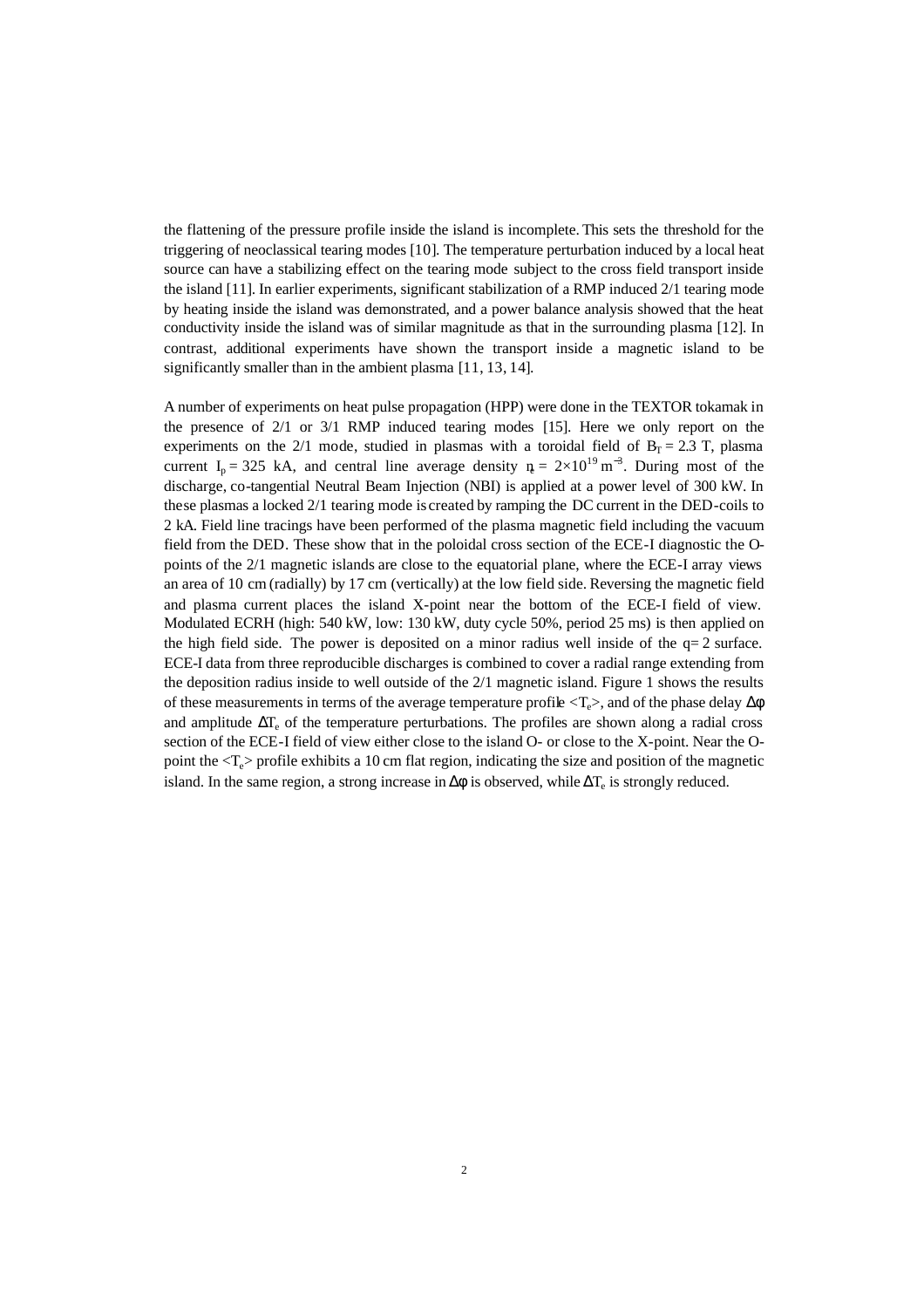the flattening of the pressure profile inside the island is incomplete. This sets the threshold for the triggering of neoclassical tearing modes [10]. The temperature perturbation induced by a local heat source can have a stabilizing effect on the tearing mode subject to the cross field transport inside the island [11]. In earlier experiments, significant stabilization of a RMP induced 2/1 tearing mode by heating inside the island was demonstrated, and a power balance analysis showed that the heat conductivity inside the island was of similar magnitude as that in the surrounding plasma [12]. In contrast, additional experiments have shown the transport inside a magnetic island to be significantly smaller than in the ambient plasma [11, 13, 14].

A number of experiments on heat pulse propagation (HPP) were done in the TEXTOR tokamak in the presence of 2/1 or 3/1 RMP induced tearing modes [15]. Here we only report on the experiments on the 2/1 mode, studied in plasmas with a toroidal field of $B_T = 2.3$ T, plasma current $I_p = 325$ kA, and central line average density $n_e = 2\times10^{19}\,\mathrm{m}^{-3}$. During most of the discharge, co-tangential Neutral Beam Injection (NBI) is applied at a power level of 300 kW. In these plasmas a locked 2/1 tearing mode is created by ramping the DC current in the DED-coils to 2 kA. Field line tracings have been performed of the plasma magnetic field including the vacuum field from the DED. These show that in the poloidal cross section of the ECE-I diagnostic the O-points of the 2/1 magnetic islands are close to the equatorial plane, where the ECE-I array views an area of 10 cm (radially) by 17 cm (vertically) at the low field side. Reversing the magnetic field and plasma current places the island X-point near the bottom of the ECE-I field of view. Modulated ECRH (high: 540 kW, low: 130 kW, duty cycle 50%, period 25 ms) is then applied on the high field side. The power is deposited on a minor radius well inside of the q= 2 surface. ECE-I data from three reproducible discharges is combined to cover a radial range extending from the deposition radius inside to well outside of the 2/1 magnetic island. Figure 1 shows the results of these measurements in terms of the average temperature profile $\langle T_e \rangle$, and of the phase delay $\Delta\phi$ and amplitude $\Delta T_e$ of the temperature perturbations. The profiles are shown along a radial cross section of the ECE-I field of view either close to the island O- or close to the X-point. Near the O-point the $\langle T_e \rangle$ profile exhibits a 10 cm flat region, indicating the size and position of the magnetic island. In the same region, a strong increase in $\Delta\phi$ is observed, while $\Delta T_e$ is strongly reduced.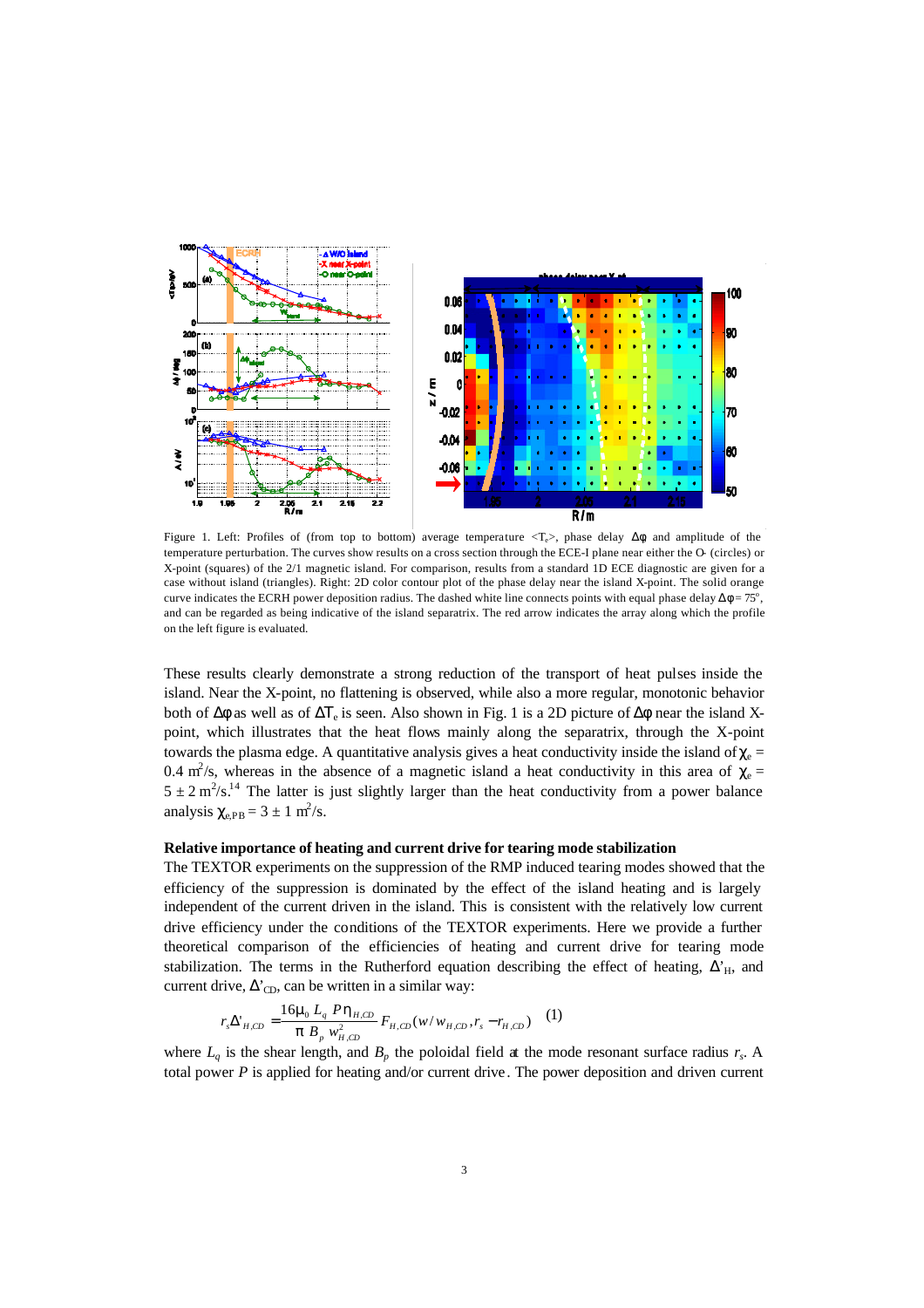Figure 1. Left: Profiles of (from top to bottom) average temperature $\langle T_e \rangle$, phase delay $\Delta\phi$ and amplitude of the temperature perturbation. The curves show results on a cross section through the ECE-I plane near either the O- (circles) or X-point (squares) of the 2/1 magnetic island. For comparison, results from a standard 1D ECE diagnostic are given for a case without island (triangles). Right: 2D color contour plot of the phase delay near the island X-point. The solid orange curve indicates the ECRH power deposition radius. The dashed white line connects points with equal phase delay $\Delta\phi = 75^{\circ}$, and can be regarded as being indicative of the island separatrix. The red arrow indicates the array along which the profile on the left figure is evaluated.

These results clearly demonstrate a strong reduction of the transport of heat pulses inside the island. Near the X-point, no flattening is observed, while also a more regular, monotonic behavior both of $\Delta\phi$ as well as of $\Delta T_e$ is seen. Also shown in Fig. 1 is a 2D picture of $\Delta\phi$ near the island X-point, which illustrates that the heat flows mainly along the separatrix, through the X-point towards the plasma edge. A quantitative analysis gives a heat conductivity inside the island of $\chi_e = 0.4$ m$^2$/s, whereas in the absence of a magnetic island a heat conductivity in this area of $\chi_e = 5 \pm 2$ m$^2$/s.[14] The latter is just slightly larger than the heat conductivity from a power balance analysis $\chi_{e,PB} = 3 \pm 1$ m$^2$/s.

**Relative importance of heating and current drive for tearing mode stabilization**

The TEXTOR experiments on the suppression of the RMP induced tearing modes showed that the efficiency of the suppression is dominated by the effect of the island heating and is largely independent of the current driven in the island. This is consistent with the relatively low current drive efficiency under the conditions of the TEXTOR experiments. Here we provide a further theoretical comparison of the efficiencies of heating and current drive for tearing mode stabilization. The terms in the Rutherford equation describing the effect of heating, $\Delta'_H$, and current drive, $\Delta'_{CD}$, can be written in a similar way:

$$r_s \Delta'_{H,CD} = \frac{16\mu_0\, L_q\, P\eta_{H,CD}}{\pi\, B_p\, w^2_{H,CD}} F_{H,CD}(w/w_{H,CD}, r_s - r_{H,CD}) \quad (1)$$

where $L_q$ is the shear length, and $B_p$ the poloidal field at the mode resonant surface radius $r_s$. A total power $P$ is applied for heating and/or current drive. The power deposition and driven current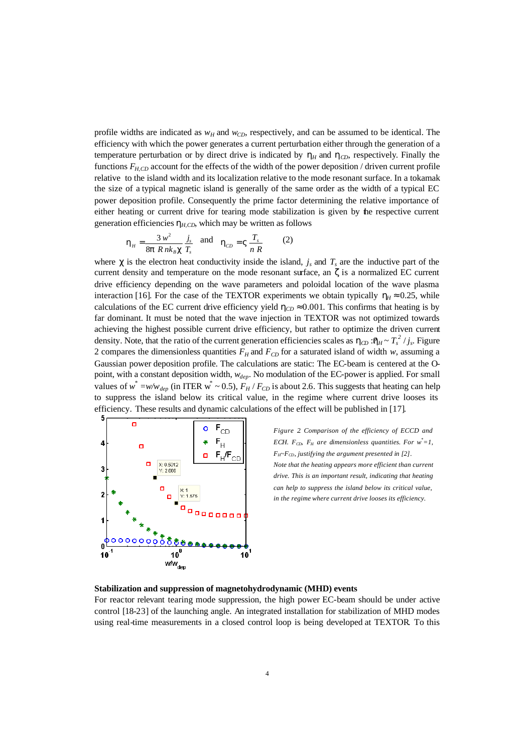profile widths are indicated as $w_H$ and $w_{CD}$, respectively, and can be assumed to be identical. The efficiency with which the power generates a current perturbation either through the generation of a temperature perturbation or by direct drive is indicated by $\eta_H$ and $\eta_{CD}$, respectively. Finally the functions $F_{H,CD}$ account for the effects of the width of the power deposition / driven current profile relative to the island width and its localization relative to the mode resonant surface. In a tokamak the size of a typical magnetic island is generally of the same order as the width of a typical EC power deposition profile. Consequently the prime factor determining the relative importance of either heating or current drive for tearing mode stabilization is given by the respective current generation efficiencies $\eta_{H,CD}$, which may be written as follows

$$\eta_H = \frac{3\,w^2}{8\pi\, R\, n k_B \chi}\frac{j_s}{T_s} \quad \text{and} \quad \eta_{CD} = \varsigma\,\frac{T_s}{n\,R} \qquad (2)$$

where $\chi$ is the electron heat conductivity inside the island, $j_s$ and $T_s$ are the inductive part of the current density and temperature on the mode resonant surface, an $\zeta$ is a normalized EC current drive efficiency depending on the wave parameters and poloidal location of the wave plasma interaction [16]. For the case of the TEXTOR experiments we obtain typically $\eta_H \approx 0.25$, while calculations of the EC current drive efficiency yield $\eta_{CD} \approx 0.001$. This confirms that heating is by far dominant. It must be noted that the wave injection in TEXTOR was not optimized towards achieving the highest possible current drive efficiency, but rather to optimize the driven current density. Note, that the ratio of the current generation efficiencies scales as $\eta_{CD} : \eta_H \sim T_s^2 / j_s$. Figure 2 compares the dimensionless quantities $F_H$ and $F_{CD}$ for a saturated island of width $w$, assuming a Gaussian power deposition profile. The calculations are static: The EC-beam is centered at the O-point, with a constant deposition width, $w_{dep}$. No modulation of the EC-power is applied. For small values of $w^* = w/w_{dep}$ (in ITER $w^* \sim 0.5$), $F_H / F_{CD}$ is about 2.6. This suggests that heating can help to suppress the island below its critical value, in the regime where current drive looses its efficiency. These results and dynamic calculations of the effect will be published in [17].

*Figure 2 Comparison of the efficiency of ECCD and ECH. $F_{CD}$, $F_H$ are dimensionless quantities. For $w^*=1$, $F_H$~$F_{CD}$, justifying the argument presented in [2]. Note that the heating appears more efficient than current drive. This is an important result, indicating that heating can help to suppress the island below its critical value, in the regime where current drive looses its efficiency.*

**Stabilization and suppression of magnetohydrodynamic (MHD) events**

For reactor relevant tearing mode suppression, the high power EC-beam should be under active control [18-23] of the launching angle. An integrated installation for stabilization of MHD modes using real-time measurements in a closed control loop is being developed at TEXTOR. To this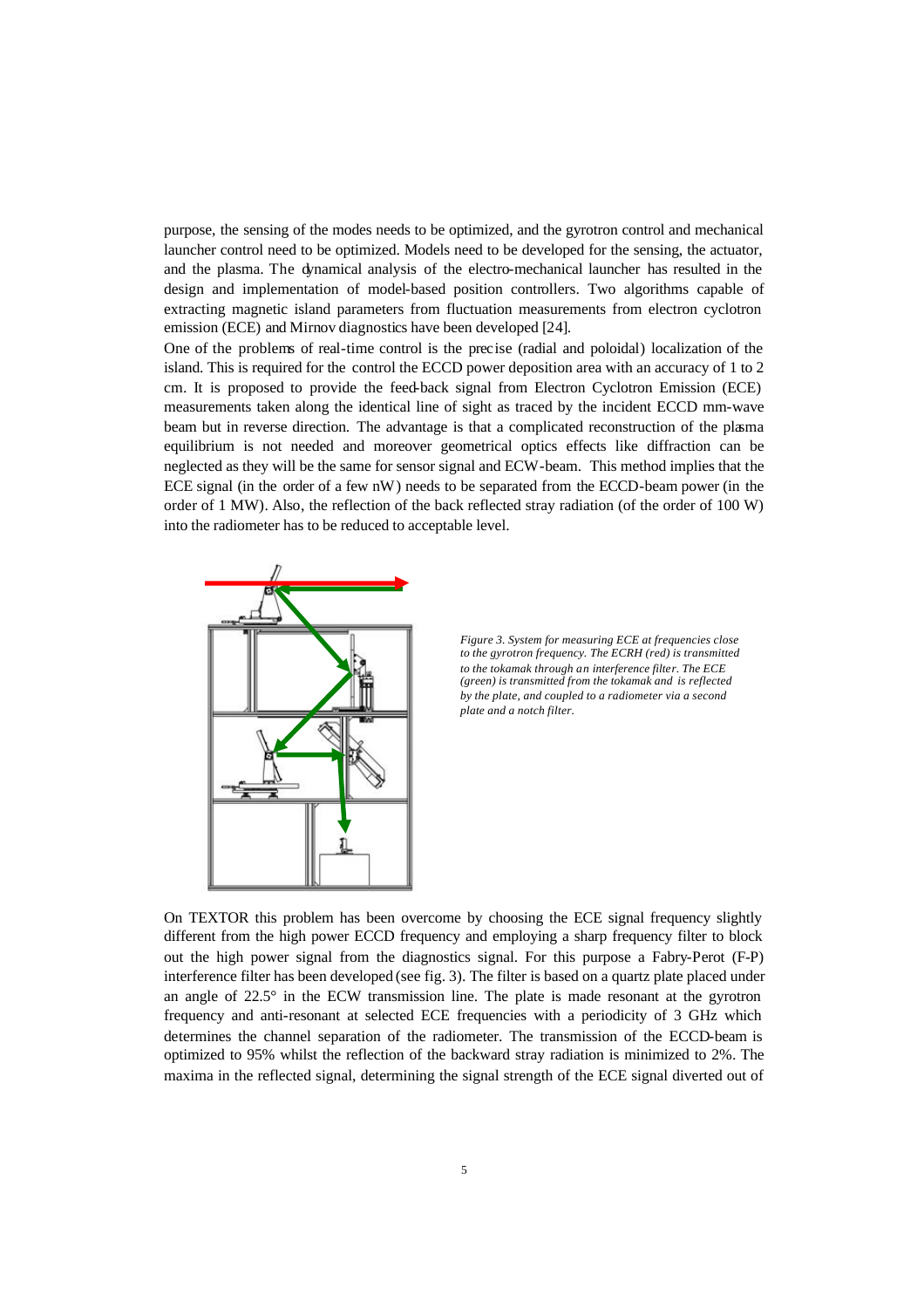purpose, the sensing of the modes needs to be optimized, and the gyrotron control and mechanical launcher control need to be optimized. Models need to be developed for the sensing, the actuator, and the plasma. The dynamical analysis of the electro-mechanical launcher has resulted in the design and implementation of model-based position controllers. Two algorithms capable of extracting magnetic island parameters from fluctuation measurements from electron cyclotron emission (ECE) and Mirnov diagnostics have been developed [24].

One of the problems of real-time control is the precise (radial and poloidal) localization of the island. This is required for the control the ECCD power deposition area with an accuracy of 1 to 2 cm. It is proposed to provide the feed-back signal from Electron Cyclotron Emission (ECE) measurements taken along the identical line of sight as traced by the incident ECCD mm-wave beam but in reverse direction. The advantage is that a complicated reconstruction of the plasma equilibrium is not needed and moreover geometrical optics effects like diffraction can be neglected as they will be the same for sensor signal and ECW-beam. This method implies that the ECE signal (in the order of a few nW) needs to be separated from the ECCD-beam power (in the order of 1 MW). Also, the reflection of the back reflected stray radiation (of the order of 100 W) into the radiometer has to be reduced to acceptable level.

*Figure 3. System for measuring ECE at frequencies close to the gyrotron frequency. The ECRH (red) is transmitted to the tokamak through an interference filter. The ECE (green) is transmitted from the tokamak and is reflected by the plate, and coupled to a radiometer via a second plate and a notch filter.*

On TEXTOR this problem has been overcome by choosing the ECE signal frequency slightly different from the high power ECCD frequency and employing a sharp frequency filter to block out the high power signal from the diagnostics signal. For this purpose a Fabry-Perot (F-P) interference filter has been developed (see fig. 3). The filter is based on a quartz plate placed under an angle of 22.5° in the ECW transmission line. The plate is made resonant at the gyrotron frequency and anti-resonant at selected ECE frequencies with a periodicity of 3 GHz which determines the channel separation of the radiometer. The transmission of the ECCD-beam is optimized to 95% whilst the reflection of the backward stray radiation is minimized to 2%. The maxima in the reflected signal, determining the signal strength of the ECE signal diverted out of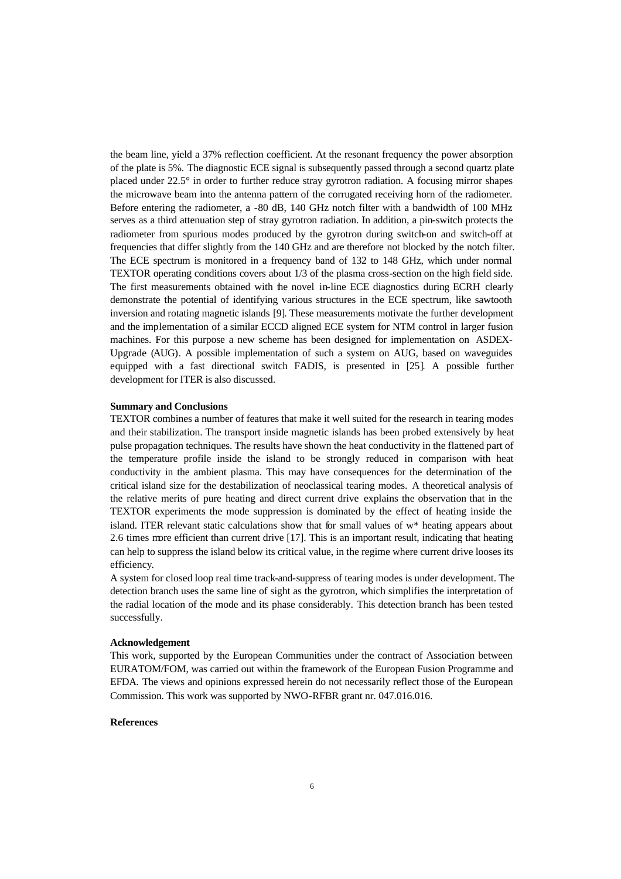the beam line, yield a 37% reflection coefficient. At the resonant frequency the power absorption of the plate is 5%. The diagnostic ECE signal is subsequently passed through a second quartz plate placed under 22.5° in order to further reduce stray gyrotron radiation. A focusing mirror shapes the microwave beam into the antenna pattern of the corrugated receiving horn of the radiometer. Before entering the radiometer, a -80 dB, 140 GHz notch filter with a bandwidth of 100 MHz serves as a third attenuation step of stray gyrotron radiation. In addition, a pin-switch protects the radiometer from spurious modes produced by the gyrotron during switch-on and switch-off at frequencies that differ slightly from the 140 GHz and are therefore not blocked by the notch filter. The ECE spectrum is monitored in a frequency band of 132 to 148 GHz, which under normal TEXTOR operating conditions covers about 1/3 of the plasma cross-section on the high field side. The first measurements obtained with the novel in-line ECE diagnostics during ECRH clearly demonstrate the potential of identifying various structures in the ECE spectrum, like sawtooth inversion and rotating magnetic islands [9]. These measurements motivate the further development and the implementation of a similar ECCD aligned ECE system for NTM control in larger fusion machines. For this purpose a new scheme has been designed for implementation on ASDEX-Upgrade (AUG). A possible implementation of such a system on AUG, based on waveguides equipped with a fast directional switch FADIS, is presented in [25]. A possible further development for ITER is also discussed.

**Summary and Conclusions**

TEXTOR combines a number of features that make it well suited for the research in tearing modes and their stabilization. The transport inside magnetic islands has been probed extensively by heat pulse propagation techniques. The results have shown the heat conductivity in the flattened part of the temperature profile inside the island to be strongly reduced in comparison with heat conductivity in the ambient plasma. This may have consequences for the determination of the critical island size for the destabilization of neoclassical tearing modes. A theoretical analysis of the relative merits of pure heating and direct current drive explains the observation that in the TEXTOR experiments the mode suppression is dominated by the effect of heating inside the island. ITER relevant static calculations show that for small values of $w^*$ heating appears about 2.6 times more efficient than current drive [17]. This is an important result, indicating that heating can help to suppress the island below its critical value, in the regime where current drive looses its efficiency.

A system for closed loop real time track-and-suppress of tearing modes is under development. The detection branch uses the same line of sight as the gyrotron, which simplifies the interpretation of the radial location of the mode and its phase considerably. This detection branch has been tested successfully.

**Acknowledgement**

This work, supported by the European Communities under the contract of Association between EURATOM/FOM, was carried out within the framework of the European Fusion Programme and EFDA. The views and opinions expressed herein do not necessarily reflect those of the European Commission. This work was supported by NWO-RFBR grant nr. 047.016.016.

**References**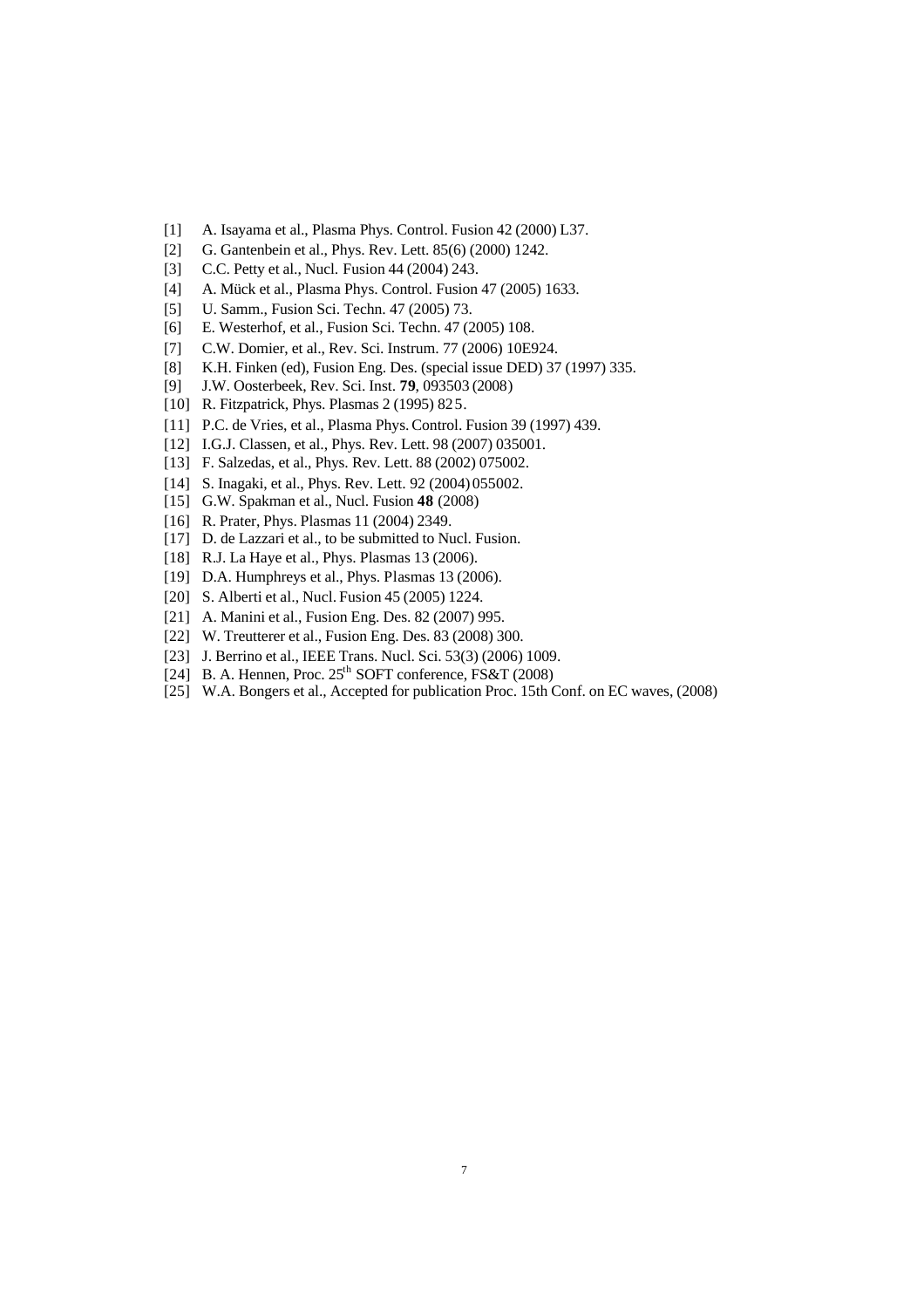[1] A. Isayama et al., Plasma Phys. Control. Fusion 42 (2000) L37.  
[2] G. Gantenbein et al., Phys. Rev. Lett. 85(6) (2000) 1242.  
[3] C.C. Petty et al., Nucl. Fusion 44 (2004) 243.  
[4] A. Mück et al., Plasma Phys. Control. Fusion 47 (2005) 1633.  
[5] U. Samm., Fusion Sci. Techn. 47 (2005) 73.  
[6] E. Westerhof, et al., Fusion Sci. Techn. 47 (2005) 108.  
[7] C.W. Domier, et al., Rev. Sci. Instrum. 77 (2006) 10E924.  
[8] K.H. Finken (ed), Fusion Eng. Des. (special issue DED) 37 (1997) 335.  
[9] J.W. Oosterbeek, Rev. Sci. Inst. **79**, 093503 (2008)  
[10] R. Fitzpatrick, Phys. Plasmas 2 (1995) 825.  
[11] P.C. de Vries, et al., Plasma Phys. Control. Fusion 39 (1997) 439.  
[12] I.G.J. Classen, et al., Phys. Rev. Lett. 98 (2007) 035001.  
[13] F. Salzedas, et al., Phys. Rev. Lett. 88 (2002) 075002.  
[14] S. Inagaki, et al., Phys. Rev. Lett. 92 (2004) 055002.  
[15] G.W. Spakman et al., Nucl. Fusion **48** (2008)  
[16] R. Prater, Phys. Plasmas 11 (2004) 2349.  
[17] D. de Lazzari et al., to be submitted to Nucl. Fusion.  
[18] R.J. La Haye et al., Phys. Plasmas 13 (2006).  
[19] D.A. Humphreys et al., Phys. Plasmas 13 (2006).  
[20] S. Alberti et al., Nucl. Fusion 45 (2005) 1224.  
[21] A. Manini et al., Fusion Eng. Des. 82 (2007) 995.  
[22] W. Treutterer et al., Fusion Eng. Des. 83 (2008) 300.  
[23] J. Berrino et al., IEEE Trans. Nucl. Sci. 53(3) (2006) 1009.  
[24] B. A. Hennen, Proc. 25th SOFT conference, FS&T (2008)  
[25] W.A. Bongers et al., Accepted for publication Proc. 15th Conf. on EC waves, (2008)